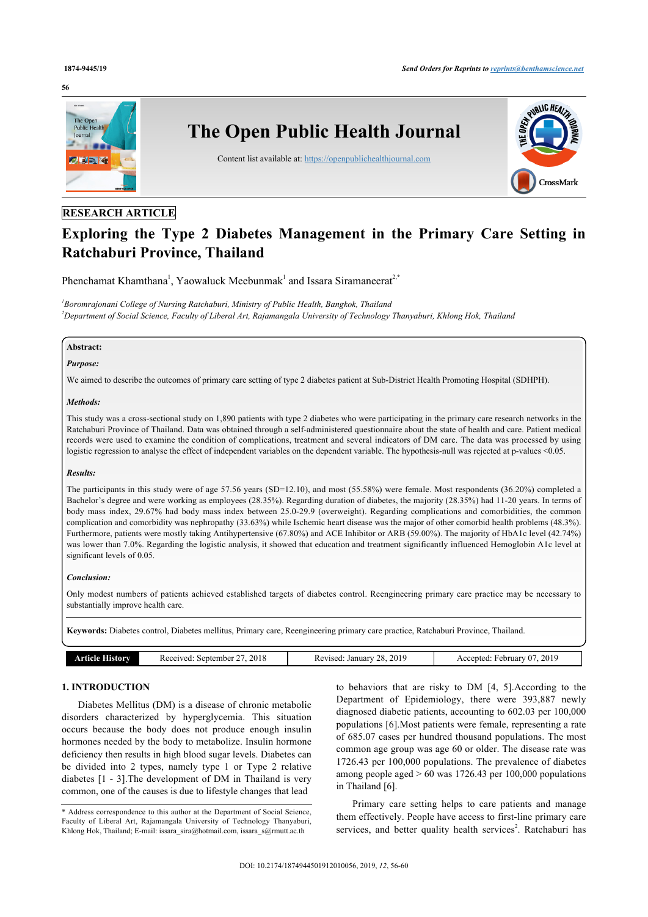RESEARCH ARTICLE

# Exploring the Type 2 Diabetes Management in the Primary Care Setting in Ratchaburi Province, Thailand

Phenchamat Khamthana[1], Yaowaluck Meebunmak[1] and Issara Siramaneerat[2,*]

[1]Boromrajonani College of Nursing Ratchaburi, Ministry of Public Health, Bangkok, Thailand
[2]Department of Social Science, Faculty of Liberal Art, Rajamangala University of Technology Thanyaburi, Khlong Hok, Thailand

**Abstract:**

***Purpose:***

We aimed to describe the outcomes of primary care setting of type 2 diabetes patient at Sub-District Health Promoting Hospital (SDHPH).

***Methods:***

This study was a cross-sectional study on 1,890 patients with type 2 diabetes who were participating in the primary care research networks in the Ratchaburi Province of Thailand. Data was obtained through a self-administered questionnaire about the state of health and care. Patient medical records were used to examine the condition of complications, treatment and several indicators of DM care. The data was processed by using logistic regression to analyse the effect of independent variables on the dependent variable. The hypothesis-null was rejected at p-values <0.05.

***Results:***

The participants in this study were of age 57.56 years (SD=12.10), and most (55.58%) were female. Most respondents (36.20%) completed a Bachelor's degree and were working as employees (28.35%). Regarding duration of diabetes, the majority (28.35%) had 11-20 years. In terms of body mass index, 29.67% had body mass index between 25.0-29.9 (overweight). Regarding complications and comorbidities, the common complication and comorbidity was nephropathy (33.63%) while Ischemic heart disease was the major of other comorbid health problems (48.3%). Furthermore, patients were mostly taking Antihypertensive (67.80%) and ACE Inhibitor or ARB (59.00%). The majority of HbA1c level (42.74%) was lower than 7.0%. Regarding the logistic analysis, it showed that education and treatment significantly influenced Hemoglobin A1c level at significant levels of 0.05.

***Conclusion:***

Only modest numbers of patients achieved established targets of diabetes control. Reengineering primary care practice may be necessary to substantially improve health care.

**Keywords:** Diabetes control, Diabetes mellitus, Primary care, Reengineering primary care practice, Ratchaburi Province, Thailand.

| Article History | Received: September 27, 2018 | Revised: January 28, 2019 | Accepted: February 07, 2019 |
|---|---|---|---|

## 1. INTRODUCTION

Diabetes Mellitus (DM) is a disease of chronic metabolic disorders characterized by hyperglycemia. This situation occurs because the body does not produce enough insulin hormones needed by the body to metabolize. Insulin hormone deficiency then results in high blood sugar levels. Diabetes can be divided into 2 types, namely type 1 or Type 2 relative diabetes [1 - 3].The development of DM in Thailand is very common, one of the causes is due to lifestyle changes that lead to behaviors that are risky to DM [4, 5].According to the Department of Epidemiology, there were 393,887 newly diagnosed diabetic patients, accounting to 602.03 per 100,000 populations [6].Most patients were female, representing a rate of 685.07 cases per hundred thousand populations. The most common age group was age 60 or older. The disease rate was 1726.43 per 100,000 populations. The prevalence of diabetes among people aged > 60 was 1726.43 per 100,000 populations in Thailand [6].

Primary care setting helps to care patients and manage them effectively. People have access to first-line primary care services, and better quality health services[2]. Ratchaburi has

\* Address correspondence to this author at the Department of Social Science, Faculty of Liberal Art, Rajamangala University of Technology Thanyaburi, Khlong Hok, Thailand; E-mail: issara_sira@hotmail.com, issara_s@rmutt.ac.th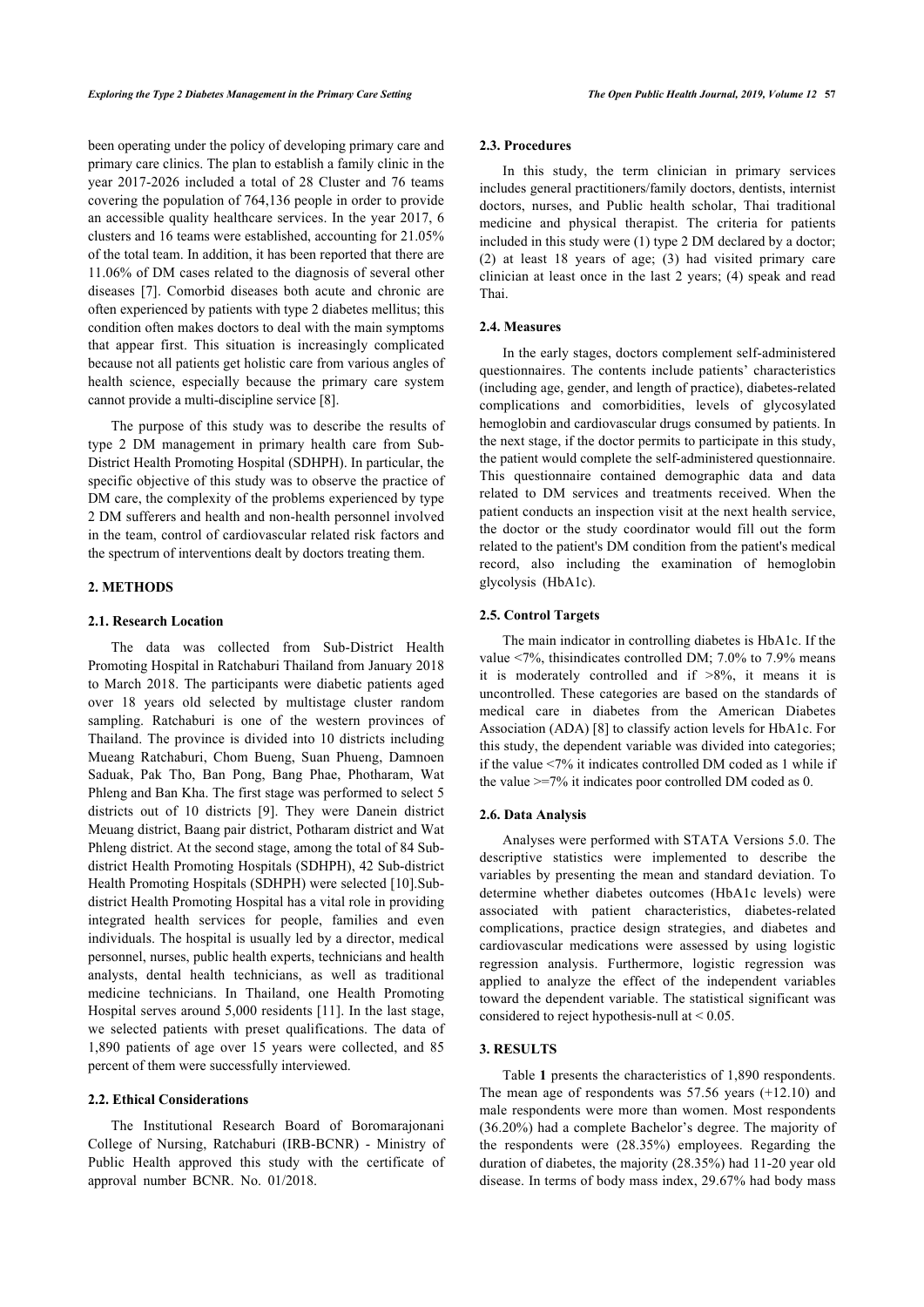been operating under the policy of developing primary care and primary care clinics. The plan to establish a family clinic in the year 2017-2026 included a total of 28 Cluster and 76 teams covering the population of 764,136 people in order to provide an accessible quality healthcare services. In the year 2017, 6 clusters and 16 teams were established, accounting for 21.05% of the total team. In addition, it has been reported that there are 11.06% of DM cases related to the diagnosis of several other diseases [7]. Comorbid diseases both acute and chronic are often experienced by patients with type 2 diabetes mellitus; this condition often makes doctors to deal with the main symptoms that appear first. This situation is increasingly complicated because not all patients get holistic care from various angles of health science, especially because the primary care system cannot provide a multi-discipline service [8].

The purpose of this study was to describe the results of type 2 DM management in primary health care from Sub-District Health Promoting Hospital (SDHPH). In particular, the specific objective of this study was to observe the practice of DM care, the complexity of the problems experienced by type 2 DM sufferers and health and non-health personnel involved in the team, control of cardiovascular related risk factors and the spectrum of interventions dealt by doctors treating them.

## 2. METHODS

### 2.1. Research Location

The data was collected from Sub-District Health Promoting Hospital in Ratchaburi Thailand from January 2018 to March 2018. The participants were diabetic patients aged over 18 years old selected by multistage cluster random sampling. Ratchaburi is one of the western provinces of Thailand. The province is divided into 10 districts including Mueang Ratchaburi, Chom Bueng, Suan Phueng, Damnoen Saduak, Pak Tho, Ban Pong, Bang Phae, Photharam, Wat Phleng and Ban Kha. The first stage was performed to select 5 districts out of 10 districts [9]. They were Danein district Meuang district, Baang pair district, Potharam district and Wat Phleng district. At the second stage, among the total of 84 Sub-district Health Promoting Hospitals (SDHPH), 42 Sub-district Health Promoting Hospitals (SDHPH) were selected [10].Sub-district Health Promoting Hospital has a vital role in providing integrated health services for people, families and even individuals. The hospital is usually led by a director, medical personnel, nurses, public health experts, technicians and health analysts, dental health technicians, as well as traditional medicine technicians. In Thailand, one Health Promoting Hospital serves around 5,000 residents [11]. In the last stage, we selected patients with preset qualifications. The data of 1,890 patients of age over 15 years were collected, and 85 percent of them were successfully interviewed.

### 2.2. Ethical Considerations

The Institutional Research Board of Boromarajonani College of Nursing, Ratchaburi (IRB-BCNR) - Ministry of Public Health approved this study with the certificate of approval number BCNR. No. 01/2018.

### 2.3. Procedures

In this study, the term clinician in primary services includes general practitioners/family doctors, dentists, internist doctors, nurses, and Public health scholar, Thai traditional medicine and physical therapist. The criteria for patients included in this study were (1) type 2 DM declared by a doctor; (2) at least 18 years of age; (3) had visited primary care clinician at least once in the last 2 years; (4) speak and read Thai.

### 2.4. Measures

In the early stages, doctors complement self-administered questionnaires. The contents include patients' characteristics (including age, gender, and length of practice), diabetes-related complications and comorbidities, levels of glycosylated hemoglobin and cardiovascular drugs consumed by patients. In the next stage, if the doctor permits to participate in this study, the patient would complete the self-administered questionnaire. This questionnaire contained demographic data and data related to DM services and treatments received. When the patient conducts an inspection visit at the next health service, the doctor or the study coordinator would fill out the form related to the patient's DM condition from the patient's medical record, also including the examination of hemoglobin glycolysis (HbA1c).

### 2.5. Control Targets

The main indicator in controlling diabetes is HbA1c. If the value <7%, thisindicates controlled DM; 7.0% to 7.9% means it is moderately controlled and if >8%, it means it is uncontrolled. These categories are based on the standards of medical care in diabetes from the American Diabetes Association (ADA) [8] to classify action levels for HbA1c. For this study, the dependent variable was divided into categories; if the value <7% it indicates controlled DM coded as 1 while if the value >=7% it indicates poor controlled DM coded as 0.

### 2.6. Data Analysis

Analyses were performed with STATA Versions 5.0. The descriptive statistics were implemented to describe the variables by presenting the mean and standard deviation. To determine whether diabetes outcomes (HbA1c levels) were associated with patient characteristics, diabetes-related complications, practice design strategies, and diabetes and cardiovascular medications were assessed by using logistic regression analysis. Furthermore, logistic regression was applied to analyze the effect of the independent variables toward the dependent variable. The statistical significant was considered to reject hypothesis-null at < 0.05.

## 3. RESULTS

Table **1** presents the characteristics of 1,890 respondents. The mean age of respondents was 57.56 years (+12.10) and male respondents were more than women. Most respondents (36.20%) had a complete Bachelor's degree. The majority of the respondents were (28.35%) employees. Regarding the duration of diabetes, the majority (28.35%) had 11-20 year old disease. In terms of body mass index, 29.67% had body mass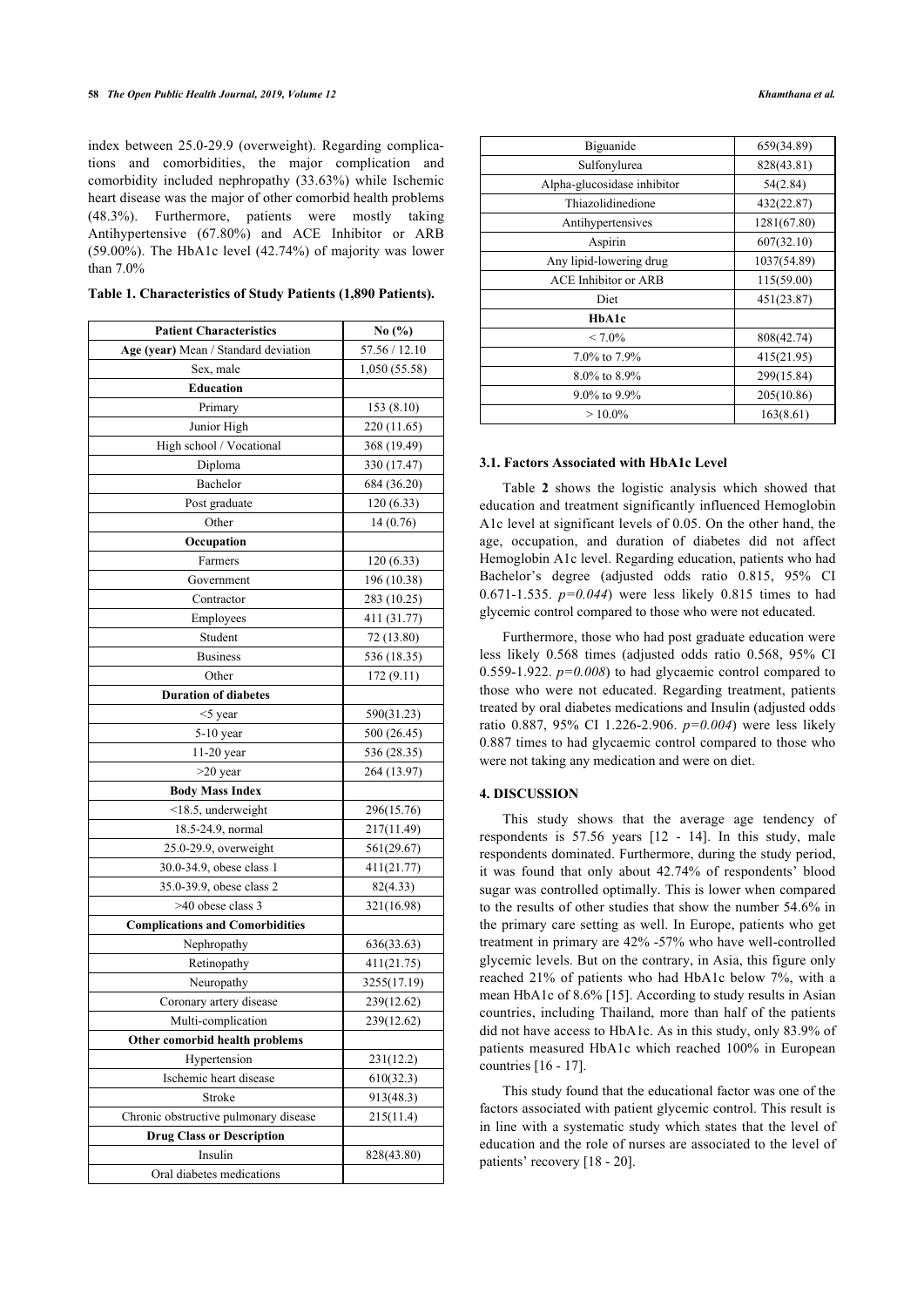index between 25.0-29.9 (overweight). Regarding complications and comorbidities, the major complication and comorbidity included nephropathy (33.63%) while Ischemic heart disease was the major of other comorbid health problems (48.3%). Furthermore, patients were mostly taking Antihypertensive (67.80%) and ACE Inhibitor or ARB (59.00%). The HbA1c level (42.74%) of majority was lower than 7.0%

**Table 1. Characteristics of Study Patients (1,890 Patients).**

| Patient Characteristics | No (%) |
|---|---|
| **Age (year)** Mean / Standard deviation | 57.56 / 12.10 |
| Sex, male | 1,050 (55.58) |
| **Education** | |
| Primary | 153 (8.10) |
| Junior High | 220 (11.65) |
| High school / Vocational | 368 (19.49) |
| Diploma | 330 (17.47) |
| Bachelor | 684 (36.20) |
| Post graduate | 120 (6.33) |
| Other | 14 (0.76) |
| **Occupation** | |
| Farmers | 120 (6.33) |
| Government | 196 (10.38) |
| Contractor | 283 (10.25) |
| Employees | 411 (31.77) |
| Student | 72 (13.80) |
| Business | 536 (18.35) |
| Other | 172 (9.11) |
| **Duration of diabetes** | |
| <5 year | 590(31.23) |
| 5-10 year | 500 (26.45) |
| 11-20 year | 536 (28.35) |
| >20 year | 264 (13.97) |
| **Body Mass Index** | |
| <18.5, underweight | 296(15.76) |
| 18.5-24.9, normal | 217(11.49) |
| 25.0-29.9, overweight | 561(29.67) |
| 30.0-34.9, obese class 1 | 411(21.77) |
| 35.0-39.9, obese class 2 | 82(4.33) |
| >40 obese class 3 | 321(16.98) |
| **Complications and Comorbidities** | |
| Nephropathy | 636(33.63) |
| Retinopathy | 411(21.75) |
| Neuropathy | 3255(17.19) |
| Coronary artery disease | 239(12.62) |
| Multi-complication | 239(12.62) |
| **Other comorbid health problems** | |
| Hypertension | 231(12.2) |
| Ischemic heart disease | 610(32.3) |
| Stroke | 913(48.3) |
| Chronic obstructive pulmonary disease | 215(11.4) |
| **Drug Class or Description** | |
| Insulin | 828(43.80) |
| Oral diabetes medications | |
| Biguanide | 659(34.89) |
| Sulfonylurea | 828(43.81) |
| Alpha-glucosidase inhibitor | 54(2.84) |
| Thiazolidinedione | 432(22.87) |
| Antihypertensives | 1281(67.80) |
| Aspirin | 607(32.10) |
| Any lipid-lowering drug | 1037(54.89) |
| ACE Inhibitor or ARB | 115(59.00) |
| Diet | 451(23.87) |
| **HbA1c** | |
| < 7.0% | 808(42.74) |
| 7.0% to 7.9% | 415(21.95) |
| 8.0% to 8.9% | 299(15.84) |
| 9.0% to 9.9% | 205(10.86) |
| > 10.0% | 163(8.61) |

### 3.1. Factors Associated with HbA1c Level

Table **2** shows the logistic analysis which showed that education and treatment significantly influenced Hemoglobin A1c level at significant levels of 0.05. On the other hand, the age, occupation, and duration of diabetes did not affect Hemoglobin A1c level. Regarding education, patients who had Bachelor's degree (adjusted odds ratio 0.815, 95% CI 0.671-1.535. *p=0.044*) were less likely 0.815 times to had glycemic control compared to those who were not educated.

Furthermore, those who had post graduate education were less likely 0.568 times (adjusted odds ratio 0.568, 95% CI 0.559-1.922. *p=0.008*) to had glycaemic control compared to those who were not educated. Regarding treatment, patients treated by oral diabetes medications and Insulin (adjusted odds ratio 0.887, 95% CI 1.226-2.906. *p=0.004*) were less likely 0.887 times to had glycaemic control compared to those who were not taking any medication and were on diet.

## 4. DISCUSSION

This study shows that the average age tendency of respondents is 57.56 years [12 - 14]. In this study, male respondents dominated. Furthermore, during the study period, it was found that only about 42.74% of respondents' blood sugar was controlled optimally. This is lower when compared to the results of other studies that show the number 54.6% in the primary care setting as well. In Europe, patients who get treatment in primary are 42% -57% who have well-controlled glycemic levels. But on the contrary, in Asia, this figure only reached 21% of patients who had HbA1c below 7%, with a mean HbA1c of 8.6% [15]. According to study results in Asian countries, including Thailand, more than half of the patients did not have access to HbA1c. As in this study, only 83.9% of patients measured HbA1c which reached 100% in European countries [16 - 17].

This study found that the educational factor was one of the factors associated with patient glycemic control. This result is in line with a systematic study which states that the level of education and the role of nurses are associated to the level of patients' recovery [18 - 20].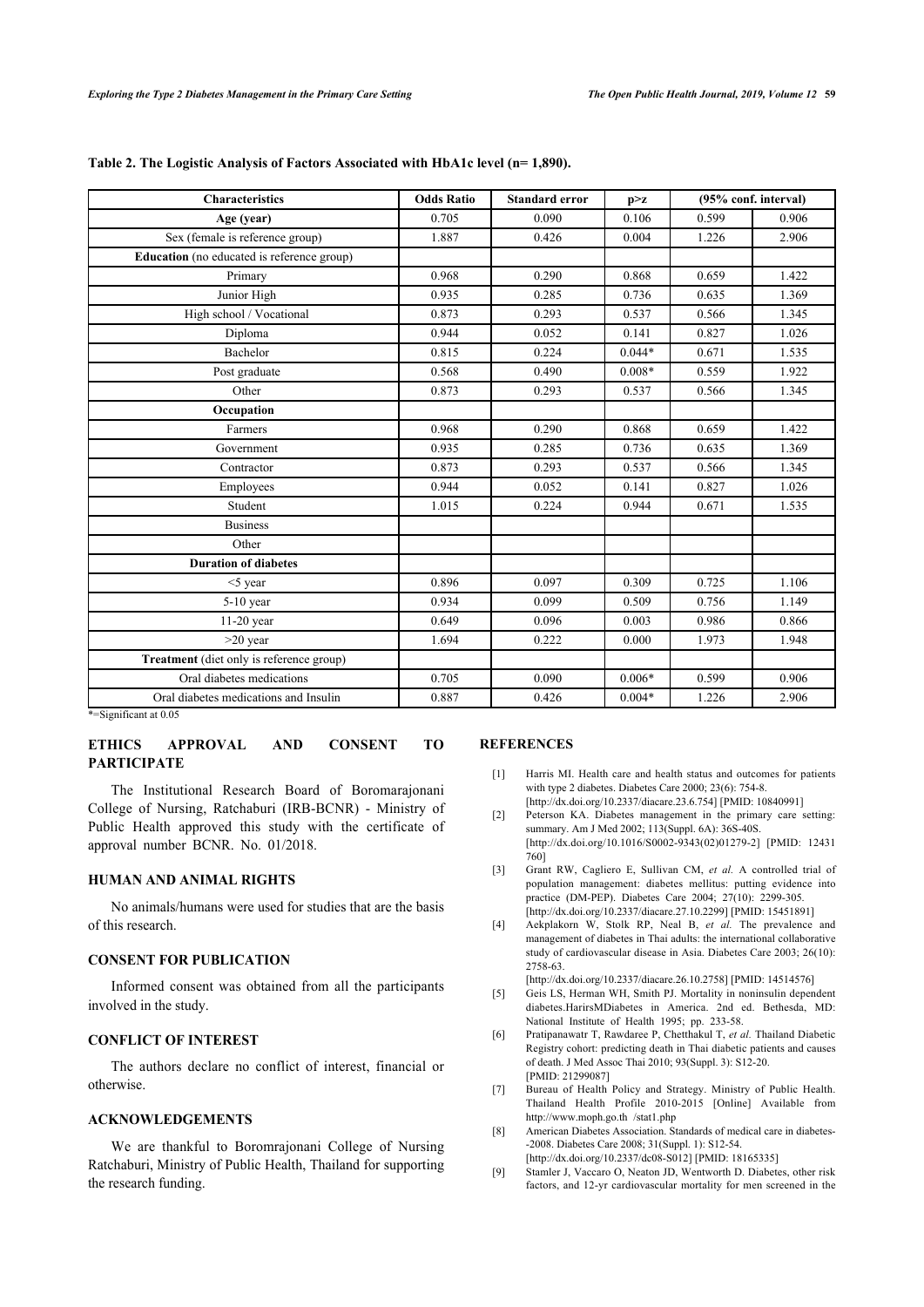**Table 2. The Logistic Analysis of Factors Associated with HbA1c level (n= 1,890).**

| Characteristics | Odds Ratio | Standard error | p>z | (95% conf. interval) | |
|---|---|---|---|---|---|
| **Age (year)** | 0.705 | 0.090 | 0.106 | 0.599 | 0.906 |
| Sex (female is reference group) | 1.887 | 0.426 | 0.004 | 1.226 | 2.906 |
| **Education** (no educated is reference group) | | | | | |
| Primary | 0.968 | 0.290 | 0.868 | 0.659 | 1.422 |
| Junior High | 0.935 | 0.285 | 0.736 | 0.635 | 1.369 |
| High school / Vocational | 0.873 | 0.293 | 0.537 | 0.566 | 1.345 |
| Diploma | 0.944 | 0.052 | 0.141 | 0.827 | 1.026 |
| Bachelor | 0.815 | 0.224 | 0.044* | 0.671 | 1.535 |
| Post graduate | 0.568 | 0.490 | 0.008* | 0.559 | 1.922 |
| Other | 0.873 | 0.293 | 0.537 | 0.566 | 1.345 |
| **Occupation** | | | | | |
| Farmers | 0.968 | 0.290 | 0.868 | 0.659 | 1.422 |
| Government | 0.935 | 0.285 | 0.736 | 0.635 | 1.369 |
| Contractor | 0.873 | 0.293 | 0.537 | 0.566 | 1.345 |
| Employees | 0.944 | 0.052 | 0.141 | 0.827 | 1.026 |
| Student | 1.015 | 0.224 | 0.944 | 0.671 | 1.535 |
| Business | | | | | |
| Other | | | | | |
| **Duration of diabetes** | | | | | |
| <5 year | 0.896 | 0.097 | 0.309 | 0.725 | 1.106 |
| 5-10 year | 0.934 | 0.099 | 0.509 | 0.756 | 1.149 |
| 11-20 year | 0.649 | 0.096 | 0.003 | 0.986 | 0.866 |
| >20 year | 1.694 | 0.222 | 0.000 | 1.973 | 1.948 |
| **Treatment** (diet only is reference group) | | | | | |
| Oral diabetes medications | 0.705 | 0.090 | 0.006* | 0.599 | 0.906 |
| Oral diabetes medications and Insulin | 0.887 | 0.426 | 0.004* | 1.226 | 2.906 |

*=Significant at 0.05

## ETHICS APPROVAL AND CONSENT TO PARTICIPATE

The Institutional Research Board of Boromarajonani College of Nursing, Ratchaburi (IRB-BCNR) - Ministry of Public Health approved this study with the certificate of approval number BCNR. No. 01/2018.

## HUMAN AND ANIMAL RIGHTS

No animals/humans were used for studies that are the basis of this research.

## CONSENT FOR PUBLICATION

Informed consent was obtained from all the participants involved in the study.

## CONFLICT OF INTEREST

The authors declare no conflict of interest, financial or otherwise.

## ACKNOWLEDGEMENTS

We are thankful to Boromrajonani College of Nursing Ratchaburi, Ministry of Public Health, Thailand for supporting the research funding.

## REFERENCES

[1] Harris MI. Health care and health status and outcomes for patients with type 2 diabetes. Diabetes Care 2000; 23(6): 754-8. [http://dx.doi.org/10.2337/diacare.23.6.754] [PMID: 10840991]

[2] Peterson KA. Diabetes management in the primary care setting: summary. Am J Med 2002; 113(Suppl. 6A): 36S-40S. [http://dx.doi.org/10.1016/S0002-9343(02)01279-2] [PMID: 12431760]

[3] Grant RW, Cagliero E, Sullivan CM, *et al.* A controlled trial of population management: diabetes mellitus: putting evidence into practice (DM-PEP). Diabetes Care 2004; 27(10): 2299-305. [http://dx.doi.org/10.2337/diacare.27.10.2299] [PMID: 15451891]

[4] Aekplakorn W, Stolk RP, Neal B, *et al.* The prevalence and management of diabetes in Thai adults: the international collaborative study of cardiovascular disease in Asia. Diabetes Care 2003; 26(10): 2758-63. [http://dx.doi.org/10.2337/diacare.26.10.2758] [PMID: 14514576]

[5] Geis LS, Herman WH, Smith PJ. Mortality in noninsulin dependent diabetes.HarirsMDiabetes in America. 2nd ed. Bethesda, MD: National Institute of Health 1995; pp. 233-58.

[6] Pratipanawatr T, Rawdaree P, Chetthakul T, *et al.* Thailand Diabetic Registry cohort: predicting death in Thai diabetic patients and causes of death. J Med Assoc Thai 2010; 93(Suppl. 3): S12-20. [PMID: 21299087]

[7] Bureau of Health Policy and Strategy. Ministry of Public Health. Thailand Health Profile 2010-2015 [Online] Available from http://www.moph.go.th /stat1.php

[8] American Diabetes Association. Standards of medical care in diabetes--2008. Diabetes Care 2008; 31(Suppl. 1): S12-54. [http://dx.doi.org/10.2337/dc08-S012] [PMID: 18165335]

[9] Stamler J, Vaccaro O, Neaton JD, Wentworth D. Diabetes, other risk factors, and 12-yr cardiovascular mortality for men screened in the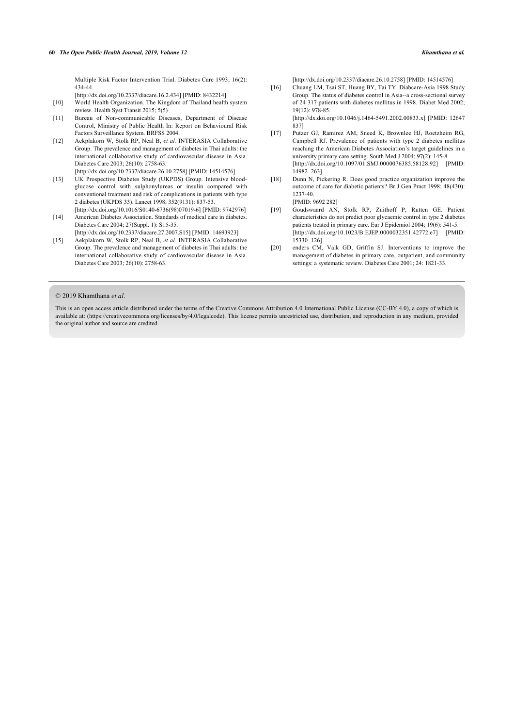Multiple Risk Factor Intervention Trial. Diabetes Care 1993; 16(2): 434-44.
[http://dx.doi.org/10.2337/diacare.16.2.434] [PMID: 8432214]

[10] World Health Organization. The Kingdom of Thailand health system review. Health Syst Transit 2015; 5(5)

[11] Bureau of Non-communicable Diseases, Department of Disease Control, Ministry of Public Health In: Report on Behavioural Risk Factors Surveillance System. BRFSS 2004.

[12] Aekplakorn W, Stolk RP, Neal B, *et al.* INTERASIA Collaborative Group. The prevalence and management of diabetes in Thai adults: the international collaborative study of cardiovascular disease in Asia. Diabetes Care 2003; 26(10): 2758-63.
[http://dx.doi.org/10.2337/diacare.26.10.2758] [PMID: 14514576]

[13] UK Prospective Diabetes Study (UKPDS) Group. Intensive blood-glucose control with sulphonylureas or insulin compared with conventional treatment and risk of complications in patients with type 2 diabetes (UKPDS 33). Lancet 1998; 352(9131): 837-53.
[http://dx.doi.org/10.1016/S0140-6736(98)07019-6] [PMID: 9742976]

[14] American Diabetes Association. Standards of medical care in diabetes. Diabetes Care 2004; 27(Suppl. 1): S15-35.
[http://dx.doi.org/10.2337/diacare.27.2007.S15] [PMID: 14693923]

[15] Aekplakorn W, Stolk RP, Neal B, *et al.* INTERASIA Collaborative Group. The prevalence and management of diabetes in Thai adults: the international collaborative study of cardiovascular disease in Asia. Diabetes Care 2003; 26(10): 2758-63.
[http://dx.doi.org/10.2337/diacare.26.10.2758] [PMID: 14514576]

[16] Chuang LM, Tsai ST, Huang BY, Tai TY. Diabcare-Asia 1998 Study Group. The status of diabetes control in Asia--a cross-sectional survey of 24 317 patients with diabetes mellitus in 1998. Diabet Med 2002; 19(12): 978-85.
[http://dx.doi.org/10.1046/j.1464-5491.2002.00833.x] [PMID: 12647 837]

[17] Putzer GJ, Ramirez AM, Sneed K, Brownlee HJ, Roetzheim RG, Campbell RJ. Prevalence of patients with type 2 diabetes mellitus reaching the American Diabetes Association's target guidelines in a university primary care setting. South Med J 2004; 97(2): 145-8.
[http://dx.doi.org/10.1097/01.SMJ.0000076385.58128.92] [PMID: 14982 263]

[18] Dunn N, Pickering R. Does good practice organization improve the outcome of care for diabetic patients? Br J Gen Pract 1998; 48(430): 1237-40.
[PMID: 9692 282]

[19] Goudswaard AN, Stolk RP, Zuithoff P, Rutten GE. Patient characteristics do not predict poor glycaemic control in type 2 diabetes patients treated in primary care. Eur J Epidemiol 2004; 19(6): 541-5.
[http://dx.doi.org/10.1023/B:EJEP.0000032351.42772.e7] [PMID: 15330 126]

[20] enders CM, Valk GD, Griffin SJ. Interventions to improve the management of diabetes in primary care, outpatient, and community settings: a systematic review. Diabetes Care 2001; 24: 1821-33.

© 2019 Khamthana *et al*.

This is an open access article distributed under the terms of the Creative Commons Attribution 4.0 International Public License (CC-BY 4.0), a copy of which is available at: (https://creativecommons.org/licenses/by/4.0/legalcode). This license permits unrestricted use, distribution, and reproduction in any medium, provided the original author and source are credited.